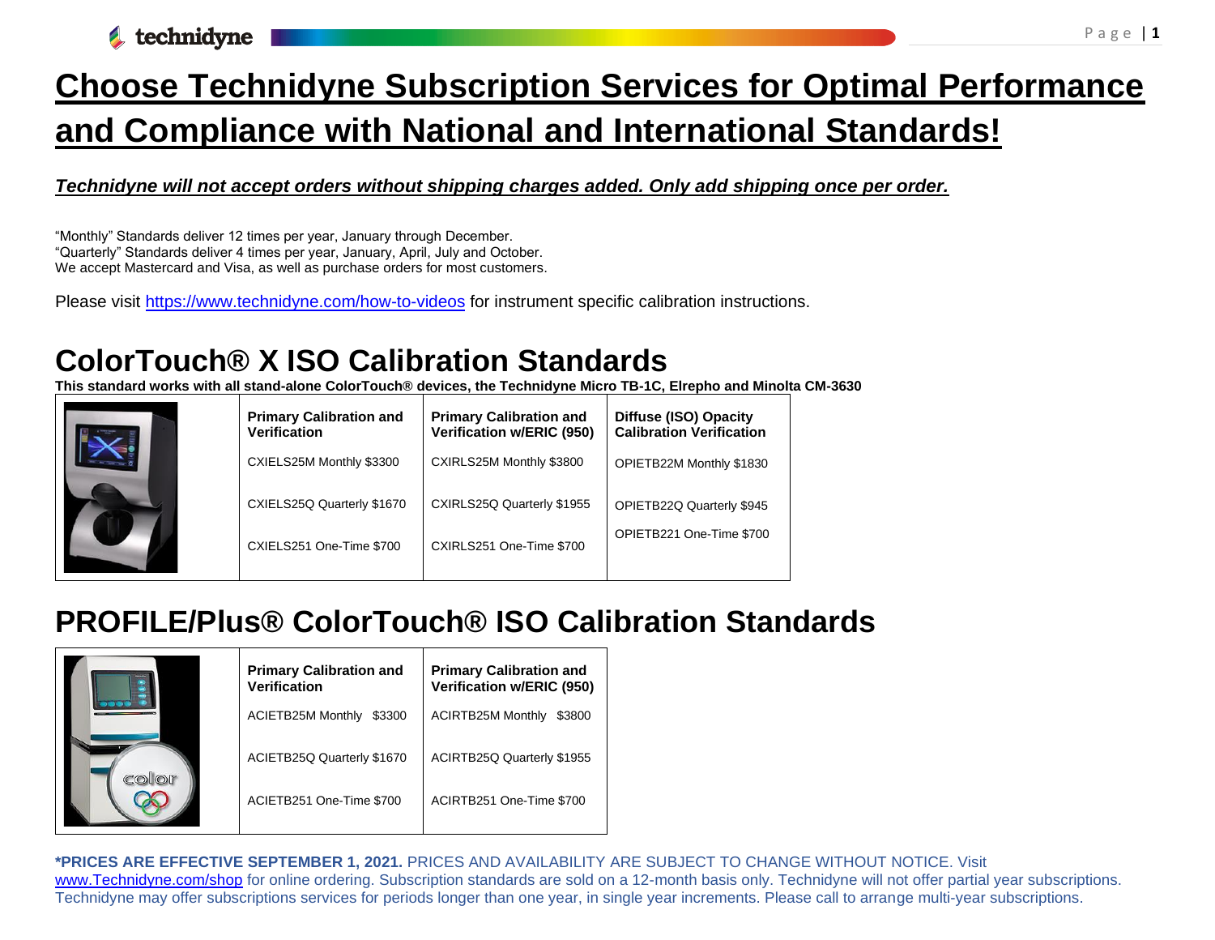# Choose Technidyne Subscription Services for Optimal Performance and Compliance with National and International Standards!

***Technidyne will not accept orders without shipping charges added. Only add shipping once per order.***

"Monthly" Standards deliver 12 times per year, January through December.
"Quarterly" Standards deliver 4 times per year, January, April, July and October.
We accept Mastercard and Visa, as well as purchase orders for most customers.

Please visit https://www.technidyne.com/how-to-videos for instrument specific calibration instructions.

## ColorTouch® X ISO Calibration Standards

**This standard works with all stand-alone ColorTouch® devices, the Technidyne Micro TB-1C, Elrepho and Minolta CM-3630**

| Primary Calibration and Verification | Primary Calibration and Verification w/ERIC (950) | Diffuse (ISO) Opacity Calibration Verification |
|---|---|---|
| CXIELS25M Monthly $3300 | CXIRLS25M Monthly $3800 | OPIETB22M Monthly $1830 |
| CXIELS25Q Quarterly $1670 | CXIRLS25Q Quarterly $1955 | OPIETB22Q Quarterly $945 |
| CXIELS251 One-Time $700 | CXIRLS251 One-Time $700 | OPIETB221 One-Time $700 |

## PROFILE/Plus® ColorTouch® ISO Calibration Standards

| Primary Calibration and Verification | Primary Calibration and Verification w/ERIC (950) |
|---|---|
| ACIETB25M Monthly $3300 | ACIRTB25M Monthly $3800 |
| ACIETB25Q Quarterly $1670 | ACIRTB25Q Quarterly $1955 |
| ACIETB251 One-Time $700 | ACIRTB251 One-Time $700 |

**\*PRICES ARE EFFECTIVE SEPTEMBER 1, 2021.** PRICES AND AVAILABILITY ARE SUBJECT TO CHANGE WITHOUT NOTICE. Visit www.Technidyne.com/shop for online ordering. Subscription standards are sold on a 12-month basis only. Technidyne will not offer partial year subscriptions. Technidyne may offer subscriptions services for periods longer than one year, in single year increments. Please call to arrange multi-year subscriptions.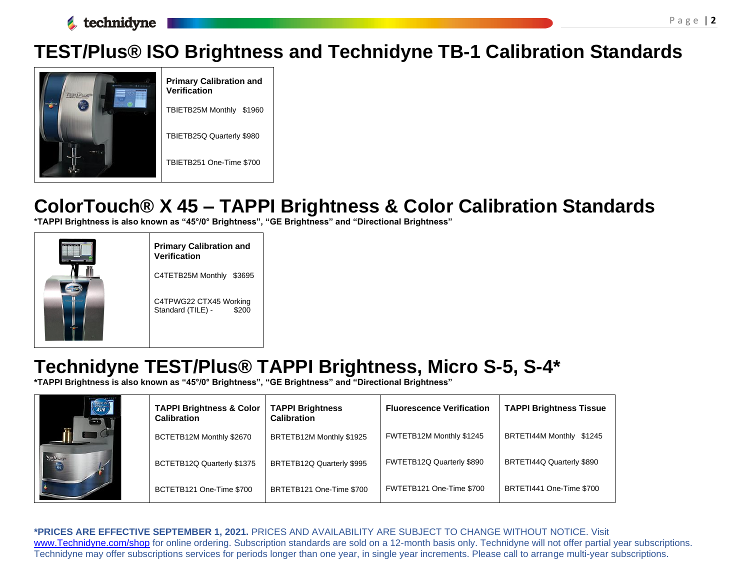# TEST/Plus® ISO Brightness and Technidyne TB-1 Calibration Standards

| Primary Calibration and Verification |
|---|
| TBIETB25M Monthly $1960 |
| TBIETB25Q Quarterly $980 |
| TBIETB251 One-Time $700 |

# ColorTouch® X 45 – TAPPI Brightness & Color Calibration Standards

**\*TAPPI Brightness is also known as "45°/0° Brightness", "GE Brightness" and "Directional Brightness"**

| Primary Calibration and Verification |
|---|
| C4TETB25M Monthly $3695 |
| C4TPWG22 CTX45 Working Standard (TILE) - $200 |

# Technidyne TEST/Plus® TAPPI Brightness, Micro S-5, S-4*

**\*TAPPI Brightness is also known as "45°/0° Brightness", "GE Brightness" and "Directional Brightness"**

| TAPPI Brightness & Color Calibration | TAPPI Brightness Calibration | Fluorescence Verification | TAPPI Brightness Tissue |
|---|---|---|---|
| BCTETB12M Monthly $2670 | BRTETB12M Monthly $1925 | FWTETB12M Monthly $1245 | BRTETI44M Monthly $1245 |
| BCTETB12Q Quarterly $1375 | BRTETB12Q Quarterly $995 | FWTETB12Q Quarterly $890 | BRTETI44Q Quarterly $890 |
| BCTETB121 One-Time $700 | BRTETB121 One-Time $700 | FWTETB121 One-Time $700 | BRTETI441 One-Time $700 |

**\*PRICES ARE EFFECTIVE SEPTEMBER 1, 2021.** PRICES AND AVAILABILITY ARE SUBJECT TO CHANGE WITHOUT NOTICE. Visit www.Technidyne.com/shop for online ordering. Subscription standards are sold on a 12-month basis only. Technidyne will not offer partial year subscriptions. Technidyne may offer subscriptions services for periods longer than one year, in single year increments. Please call to arrange multi-year subscriptions.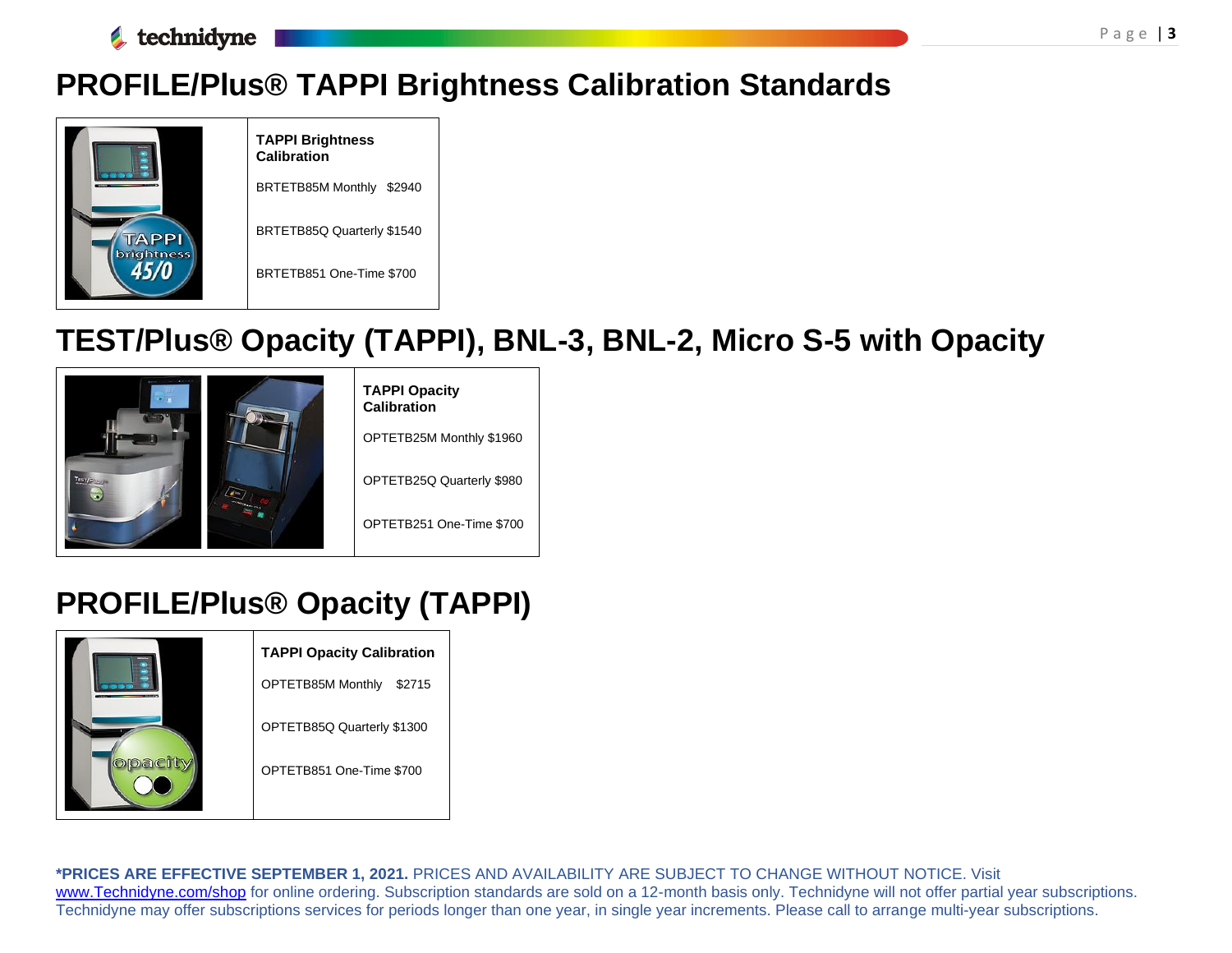# PROFILE/Plus® TAPPI Brightness Calibration Standards

**TAPPI Brightness Calibration**

BRTETB85M Monthly $2940

BRTETB85Q Quarterly $1540

BRTETB851 One-Time $700

# TEST/Plus® Opacity (TAPPI), BNL-3, BNL-2, Micro S-5 with Opacity

**TAPPI Opacity Calibration**

OPTETB25M Monthly $1960

OPTETB25Q Quarterly $980

OPTETB251 One-Time $700

# PROFILE/Plus® Opacity (TAPPI)

**TAPPI Opacity Calibration**

OPTETB85M Monthly $2715

OPTETB85Q Quarterly $1300

OPTETB851 One-Time $700

**\*PRICES ARE EFFECTIVE SEPTEMBER 1, 2021.** PRICES AND AVAILABILITY ARE SUBJECT TO CHANGE WITHOUT NOTICE. Visit www.Technidyne.com/shop for online ordering. Subscription standards are sold on a 12-month basis only. Technidyne will not offer partial year subscriptions. Technidyne may offer subscriptions services for periods longer than one year, in single year increments. Please call to arrange multi-year subscriptions.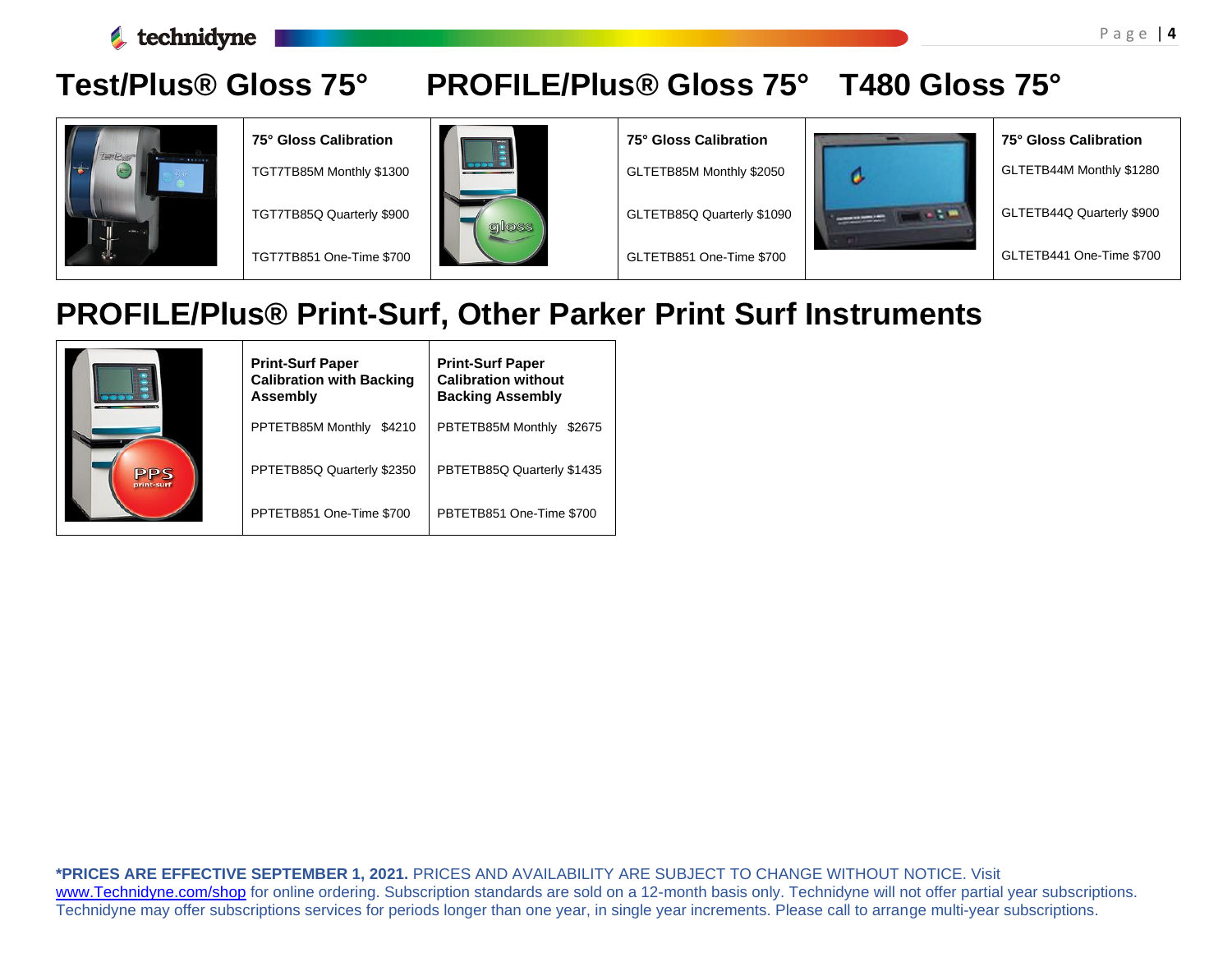# Test/Plus® Gloss 75° PROFILE/Plus® Gloss 75° T480 Gloss 75°

| | Test/Plus® Gloss 75° | | PROFILE/Plus® Gloss 75° | | T480 Gloss 75° |
|---|---|---|---|---|---|
| | **75° Gloss Calibration** | | **75° Gloss Calibration** | | **75° Gloss Calibration** |
| | TGT7TB85M Monthly $1300 | | GLTETB85M Monthly $2050 | | GLTETB44M Monthly $1280 |
| | TGT7TB85Q Quarterly $900 | | GLTETB85Q Quarterly $1090 | | GLTETB44Q Quarterly $900 |
| | TGT7TB851 One-Time $700 | | GLTETB851 One-Time $700 | | GLTETB441 One-Time $700 |

# PROFILE/Plus® Print-Surf, Other Parker Print Surf Instruments

| | **Print-Surf Paper Calibration with Backing Assembly** | **Print-Surf Paper Calibration without Backing Assembly** |
|---|---|---|
| | PPTETB85M Monthly $4210 | PBTETB85M Monthly $2675 |
| | PPTETB85Q Quarterly $2350 | PBTETB85Q Quarterly $1435 |
| | PPTETB851 One-Time $700 | PBTETB851 One-Time $700 |

**\*PRICES ARE EFFECTIVE SEPTEMBER 1, 2021.** PRICES AND AVAILABILITY ARE SUBJECT TO CHANGE WITHOUT NOTICE. Visit www.Technidyne.com/shop for online ordering. Subscription standards are sold on a 12-month basis only. Technidyne will not offer partial year subscriptions. Technidyne may offer subscriptions services for periods longer than one year, in single year increments. Please call to arrange multi-year subscriptions.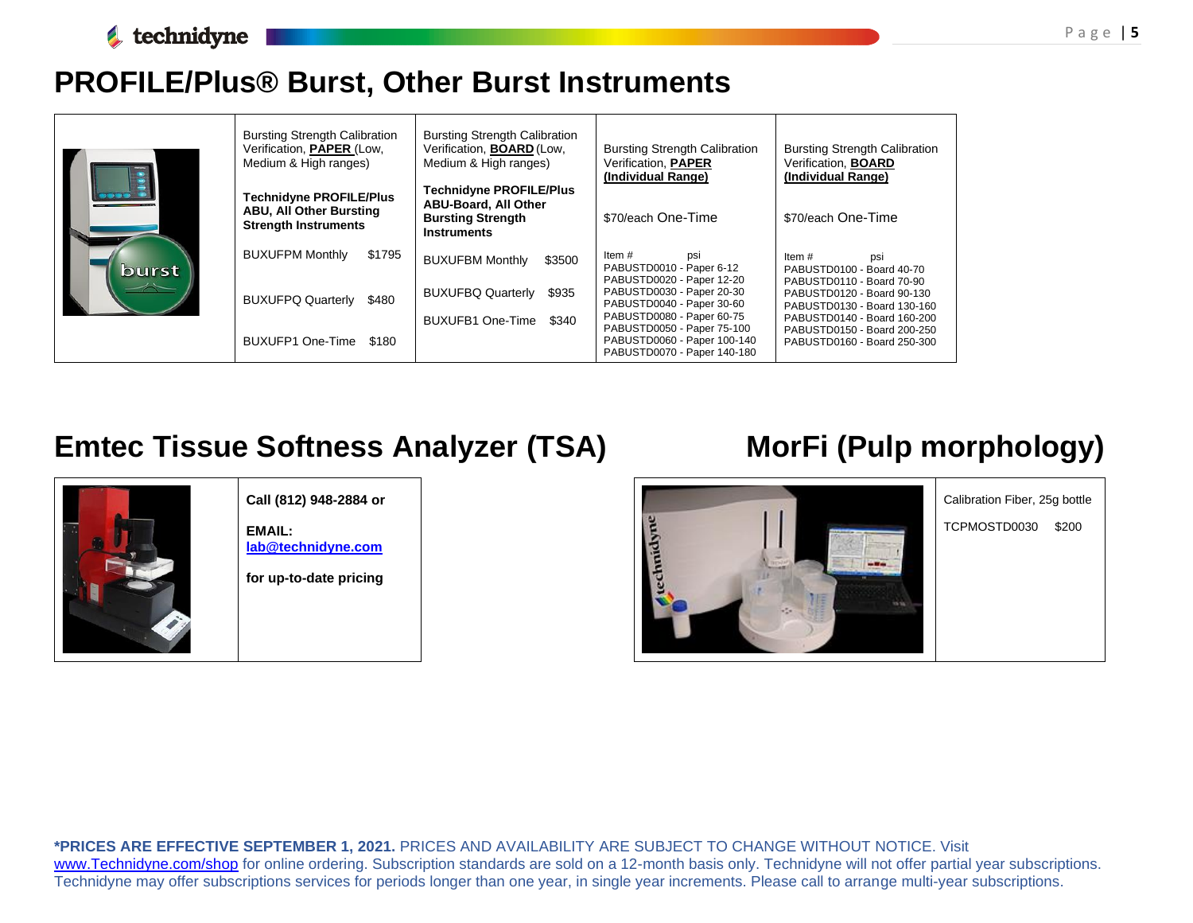# PROFILE/Plus® Burst, Other Burst Instruments

| | Bursting Strength Calibration Verification, **PAPER** (Low, Medium & High ranges)<br><br>**Technidyne PROFILE/Plus ABU, All Other Bursting Strength Instruments** | Bursting Strength Calibration Verification, **BOARD** (Low, Medium & High ranges)<br><br>**Technidyne PROFILE/Plus ABU-Board, All Other Bursting Strength Instruments** | Bursting Strength Calibration Verification, **PAPER (Individual Range)**<br><br>$70/each One-Time | Bursting Strength Calibration Verification, **BOARD (Individual Range)**<br><br>$70/each One-Time |
|---|---|---|---|---|
| | BUXUFPM Monthly $1795<br><br>BUXUFPQ Quarterly $480<br><br>BUXUFP1 One-Time $180 | BUXUFBM Monthly $3500<br><br>BUXUFBQ Quarterly $935<br><br>BUXUFB1 One-Time $340 | Item # psi<br>PABUSTD0010 - Paper 6-12<br>PABUSTD0020 - Paper 12-20<br>PABUSTD0030 - Paper 20-30<br>PABUSTD0040 - Paper 30-60<br>PABUSTD0080 - Paper 60-75<br>PABUSTD0050 - Paper 75-100<br>PABUSTD0060 - Paper 100-140<br>PABUSTD0070 - Paper 140-180 | Item # psi<br>PABUSTD0100 - Board 40-70<br>PABUSTD0110 - Board 70-90<br>PABUSTD0120 - Board 90-130<br>PABUSTD0130 - Board 130-160<br>PABUSTD0140 - Board 160-200<br>PABUSTD0150 - Board 200-250<br>PABUSTD0160 - Board 250-300 |

# Emtec Tissue Softness Analyzer (TSA)

**Call (812) 948-2884 or**

**EMAIL: lab@technidyne.com**

**for up-to-date pricing**

# MorFi (Pulp morphology)

Calibration Fiber, 25g bottle

TCPMOSTD0030 $200

**\*PRICES ARE EFFECTIVE SEPTEMBER 1, 2021.** PRICES AND AVAILABILITY ARE SUBJECT TO CHANGE WITHOUT NOTICE. Visit www.Technidyne.com/shop for online ordering. Subscription standards are sold on a 12-month basis only. Technidyne will not offer partial year subscriptions. Technidyne may offer subscriptions services for periods longer than one year, in single year increments. Please call to arrange multi-year subscriptions.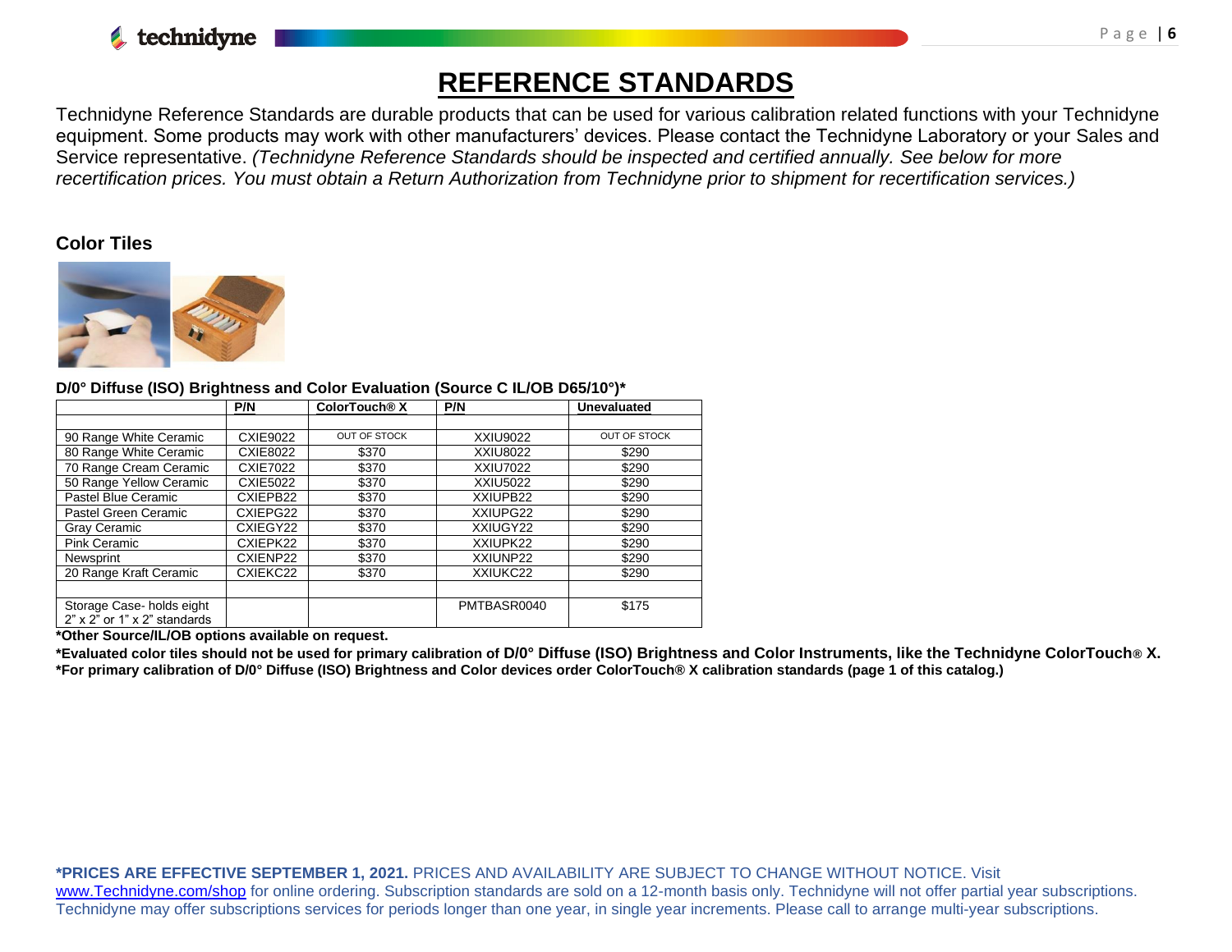# REFERENCE STANDARDS

Technidyne Reference Standards are durable products that can be used for various calibration related functions with your Technidyne equipment. Some products may work with other manufacturers' devices. Please contact the Technidyne Laboratory or your Sales and Service representative. *(Technidyne Reference Standards should be inspected and certified annually. See below for more recertification prices. You must obtain a Return Authorization from Technidyne prior to shipment for recertification services.)*

## Color Tiles

**D/0° Diffuse (ISO) Brightness and Color Evaluation (Source C IL/OB D65/10°)***

| | P/N | ColorTouch® X | P/N | Unevaluated |
|---|---|---|---|---|
| | | | | |
| 90 Range White Ceramic | CXIE9022 | OUT OF STOCK | XXIU9022 | OUT OF STOCK |
| 80 Range White Ceramic | CXIE8022 | $370 | XXIU8022 | $290 |
| 70 Range Cream Ceramic | CXIE7022 | $370 | XXIU7022 | $290 |
| 50 Range Yellow Ceramic | CXIE5022 | $370 | XXIU5022 | $290 |
| Pastel Blue Ceramic | CXIEPB22 | $370 | XXIUPB22 | $290 |
| Pastel Green Ceramic | CXIEPG22 | $370 | XXIUPG22 | $290 |
| Gray Ceramic | CXIEGY22 | $370 | XXIUGY22 | $290 |
| Pink Ceramic | CXIEPK22 | $370 | XXIUPK22 | $290 |
| Newsprint | CXIENP22 | $370 | XXIUNP22 | $290 |
| 20 Range Kraft Ceramic | CXIEKC22 | $370 | XXIUKC22 | $290 |
| | | | | |
| Storage Case- holds eight 2" x 2" or 1" x 2" standards | | | PMTBASR0040 | $175 |

***Other Source/IL/OB options available on request.**

***Evaluated color tiles should not be used for primary calibration of D/0° Diffuse (ISO) Brightness and Color Instruments, like the Technidyne ColorTouch® X.**
***For primary calibration of D/0° Diffuse (ISO) Brightness and Color devices order ColorTouch® X calibration standards (page 1 of this catalog.)**

***PRICES ARE EFFECTIVE SEPTEMBER 1, 2021.** PRICES AND AVAILABILITY ARE SUBJECT TO CHANGE WITHOUT NOTICE. Visit www.Technidyne.com/shop for online ordering. Subscription standards are sold on a 12-month basis only. Technidyne will not offer partial year subscriptions. Technidyne may offer subscriptions services for periods longer than one year, in single year increments. Please call to arrange multi-year subscriptions.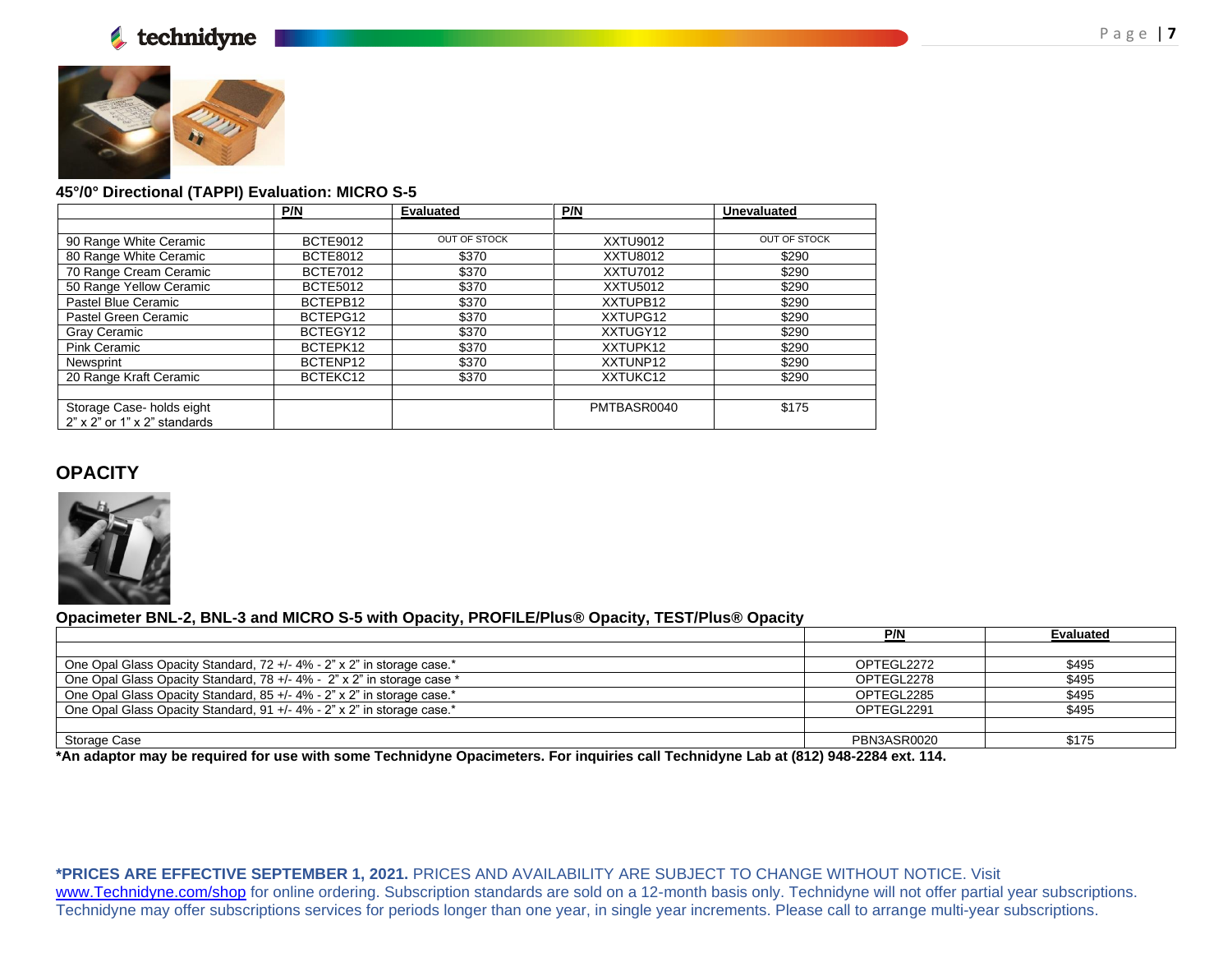### 45°/0° Directional (TAPPI) Evaluation: MICRO S-5

| | P/N | Evaluated | P/N | Unevaluated |
|---|---|---|---|---|
| | | | | |
| 90 Range White Ceramic | BCTE9012 | OUT OF STOCK | XXTU9012 | OUT OF STOCK |
| 80 Range White Ceramic | BCTE8012 | $370 | XXTU8012 | $290 |
| 70 Range Cream Ceramic | BCTE7012 | $370 | XXTU7012 | $290 |
| 50 Range Yellow Ceramic | BCTE5012 | $370 | XXTU5012 | $290 |
| Pastel Blue Ceramic | BCTEPB12 | $370 | XXTUPB12 | $290 |
| Pastel Green Ceramic | BCTEPG12 | $370 | XXTUPG12 | $290 |
| Gray Ceramic | BCTEGY12 | $370 | XXTUGY12 | $290 |
| Pink Ceramic | BCTEPK12 | $370 | XXTUPK12 | $290 |
| Newsprint | BCTENP12 | $370 | XXTUNP12 | $290 |
| 20 Range Kraft Ceramic | BCTEKC12 | $370 | XXTUKC12 | $290 |
| | | | | |
| Storage Case- holds eight 2" x 2" or 1" x 2" standards | | | PMTBASR0040 | $175 |

## OPACITY

### Opacimeter BNL-2, BNL-3 and MICRO S-5 with Opacity, PROFILE/Plus® Opacity, TEST/Plus® Opacity

| | P/N | Evaluated |
|---|---|---|
| | | |
| One Opal Glass Opacity Standard, 72 +/- 4% - 2" x 2" in storage case.* | OPTEGL2272 | $495 |
| One Opal Glass Opacity Standard, 78 +/- 4% - 2" x 2" in storage case * | OPTEGL2278 | $495 |
| One Opal Glass Opacity Standard, 85 +/- 4% - 2" x 2" in storage case.* | OPTEGL2285 | $495 |
| One Opal Glass Opacity Standard, 91 +/- 4% - 2" x 2" in storage case.* | OPTEGL2291 | $495 |
| | | |
| Storage Case | PBN3ASR0020 | $175 |

**\*An adaptor may be required for use with some Technidyne Opacimeters. For inquiries call Technidyne Lab at (812) 948-2284 ext. 114.**

**\*PRICES ARE EFFECTIVE SEPTEMBER 1, 2021.** PRICES AND AVAILABILITY ARE SUBJECT TO CHANGE WITHOUT NOTICE. Visit [www.Technidyne.com/shop](http://www.Technidyne.com/shop) for online ordering. Subscription standards are sold on a 12-month basis only. Technidyne will not offer partial year subscriptions. Technidyne may offer subscriptions services for periods longer than one year, in single year increments. Please call to arrange multi-year subscriptions.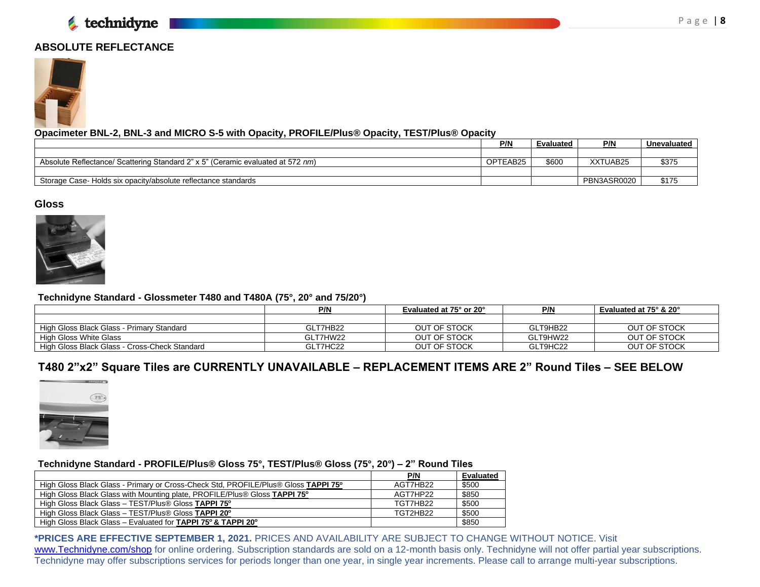## ABSOLUTE REFLECTANCE

**Opacimeter BNL-2, BNL-3 and MICRO S-5 with Opacity, PROFILE/Plus® Opacity, TEST/Plus® Opacity**

| | P/N | Evaluated | P/N | Unevaluated |
|---|---|---|---|---|
| | | | | |
| Absolute Reflectance/ Scattering Standard 2" x 5" (Ceramic evaluated at 572 *nm*) | OPTEAB25 | $600 | XXTUAB25 | $375 |
| | | | | |
| Storage Case- Holds six opacity/absolute reflectance standards | | | PBN3ASR0020 | $175 |

## Gloss

**Technidyne Standard - Glossmeter T480 and T480A (75°, 20° and 75/20°)**

| | P/N | Evaluated at 75° or 20° | P/N | Evaluated at 75° & 20° |
|---|---|---|---|---|
| | | | | |
| High Gloss Black Glass - Primary Standard | GLT7HB22 | OUT OF STOCK | GLT9HB22 | OUT OF STOCK |
| High Gloss White Glass | GLT7HW22 | OUT OF STOCK | GLT9HW22 | OUT OF STOCK |
| High Gloss Black Glass - Cross-Check Standard | GLT7HC22 | OUT OF STOCK | GLT9HC22 | OUT OF STOCK |

## T480 2"x2" Square Tiles are CURRENTLY UNAVAILABLE – REPLACEMENT ITEMS ARE 2" Round Tiles – SEE BELOW

**Technidyne Standard - PROFILE/Plus® Gloss 75°, TEST/Plus® Gloss (75°, 20°) – 2" Round Tiles**

| | P/N | Evaluated |
|---|---|---|
| High Gloss Black Glass - Primary or Cross-Check Std, PROFILE/Plus® Gloss **TAPPI 75º** | AGT7HB22 | $500 |
| High Gloss Black Glass with Mounting plate, PROFILE/Plus® Gloss **TAPPI 75º** | AGT7HP22 | $850 |
| High Gloss Black Glass – TEST/Plus® Gloss **TAPPI 75º** | TGT7HB22 | $500 |
| High Gloss Black Glass – TEST/Plus® Gloss **TAPPI 20º** | TGT2HB22 | $500 |
| High Gloss Black Glass – Evaluated for **TAPPI 75º & TAPPI 20º** | | $850 |

**\*PRICES ARE EFFECTIVE SEPTEMBER 1, 2021.** PRICES AND AVAILABILITY ARE SUBJECT TO CHANGE WITHOUT NOTICE. Visit www.Technidyne.com/shop for online ordering. Subscription standards are sold on a 12-month basis only. Technidyne will not offer partial year subscriptions. Technidyne may offer subscriptions services for periods longer than one year, in single year increments. Please call to arrange multi-year subscriptions.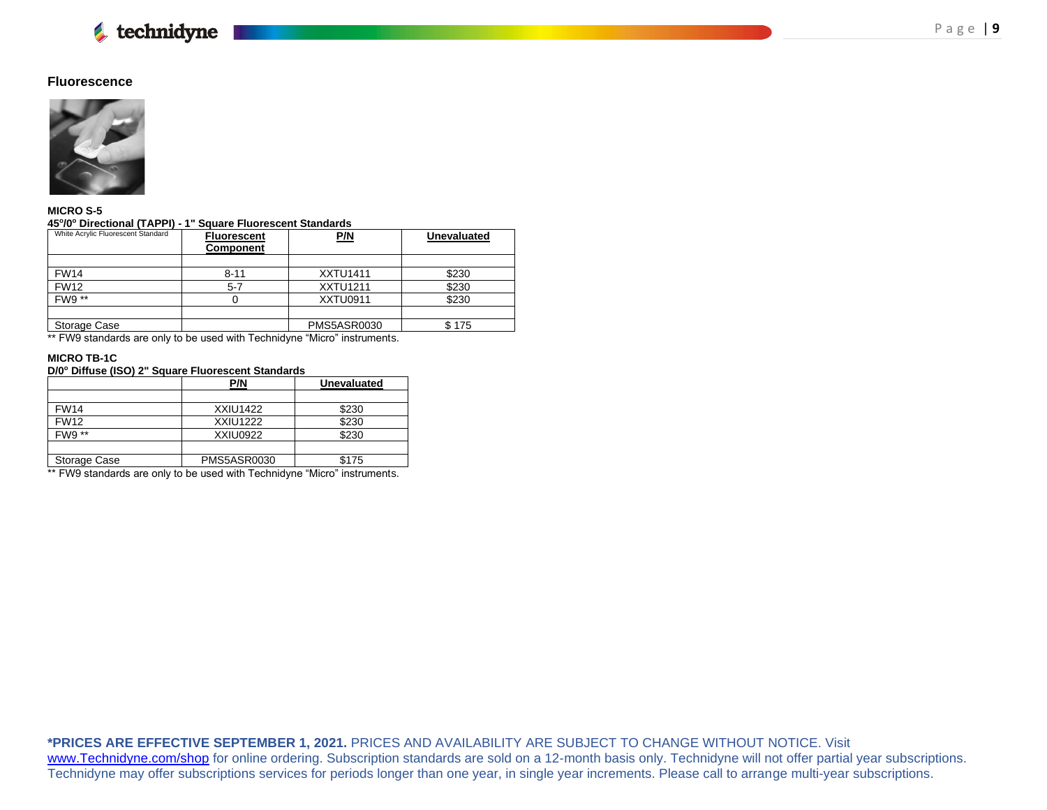## Fluorescence

**MICRO S-5**

**45º/0º Directional (TAPPI) - 1" Square Fluorescent Standards**

| White Acrylic Fluorescent Standard | Fluorescent Component | P/N | Unevaluated |
|---|---|---|---|
| | | | |
| FW14 | 8-11 | XXTU1411 | $230 |
| FW12 | 5-7 | XXTU1211 | $230 |
| FW9 ** | 0 | XXTU0911 | $230 |
| | | | |
| Storage Case | | PMS5ASR0030 | $ 175 |

** FW9 standards are only to be used with Technidyne "Micro" instruments.

**MICRO TB-1C**

**D/0º Diffuse (ISO) 2" Square Fluorescent Standards**

| | P/N | Unevaluated |
|---|---|---|
| | | |
| FW14 | XXIU1422 | $230 |
| FW12 | XXIU1222 | $230 |
| FW9 ** | XXIU0922 | $230 |
| | | |
| Storage Case | PMS5ASR0030 | $175 |

** FW9 standards are only to be used with Technidyne "Micro" instruments.

***PRICES ARE EFFECTIVE SEPTEMBER 1, 2021.** PRICES AND AVAILABILITY ARE SUBJECT TO CHANGE WITHOUT NOTICE. Visit www.Technidyne.com/shop for online ordering. Subscription standards are sold on a 12-month basis only. Technidyne will not offer partial year subscriptions. Technidyne may offer subscriptions services for periods longer than one year, in single year increments. Please call to arrange multi-year subscriptions.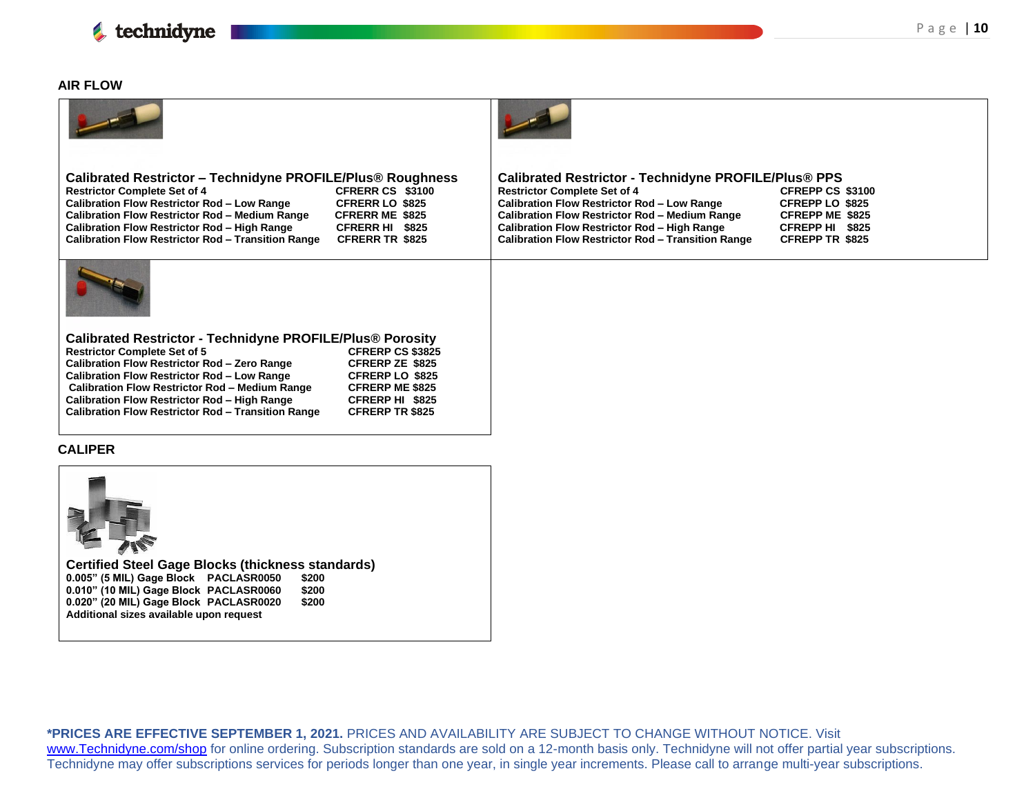## AIR FLOW

### Calibrated Restrictor – Technidyne PROFILE/Plus® Roughness

| Item | Part No. | Price |
|---|---|---|
| Restrictor Complete Set of 4 | CFRERR CS | $3100 |
| Calibration Flow Restrictor Rod – Low Range | CFRERR LO | $825 |
| Calibration Flow Restrictor Rod – Medium Range | CFRERR ME | $825 |
| Calibration Flow Restrictor Rod – High Range | CFRERR HI | $825 |
| Calibration Flow Restrictor Rod – Transition Range | CFRERR TR | $825 |

### Calibrated Restrictor - Technidyne PROFILE/Plus® PPS

| Item | Part No. | Price |
|---|---|---|
| Restrictor Complete Set of 4 | CFREPP CS | $3100 |
| Calibration Flow Restrictor Rod – Low Range | CFREPP LO | $825 |
| Calibration Flow Restrictor Rod – Medium Range | CFREPP ME | $825 |
| Calibration Flow Restrictor Rod – High Range | CFREPP HI | $825 |
| Calibration Flow Restrictor Rod – Transition Range | CFREPP TR | $825 |

### Calibrated Restrictor - Technidyne PROFILE/Plus® Porosity

| Item | Part No. | Price |
|---|---|---|
| Restrictor Complete Set of 5 | CFRERP CS | $3825 |
| Calibration Flow Restrictor Rod – Zero Range | CFRERP ZE | $825 |
| Calibration Flow Restrictor Rod – Low Range | CFRERP LO | $825 |
| Calibration Flow Restrictor Rod – Medium Range | CFRERP ME | $825 |
| Calibration Flow Restrictor Rod – High Range | CFRERP HI | $825 |
| Calibration Flow Restrictor Rod – Transition Range | CFRERP TR | $825 |

## CALIPER

### Certified Steel Gage Blocks (thickness standards)

| Item | Part No. | Price |
|---|---|---|
| 0.005” (5 MIL) Gage Block | PACLASR0050 | $200 |
| 0.010” (10 MIL) Gage Block | PACLASR0060 | $200 |
| 0.020” (20 MIL) Gage Block | PACLASR0020 | $200 |

**Additional sizes available upon request**

**\*PRICES ARE EFFECTIVE SEPTEMBER 1, 2021.** PRICES AND AVAILABILITY ARE SUBJECT TO CHANGE WITHOUT NOTICE. Visit www.Technidyne.com/shop for online ordering. Subscription standards are sold on a 12-month basis only. Technidyne will not offer partial year subscriptions. Technidyne may offer subscriptions services for periods longer than one year, in single year increments. Please call to arrange multi-year subscriptions.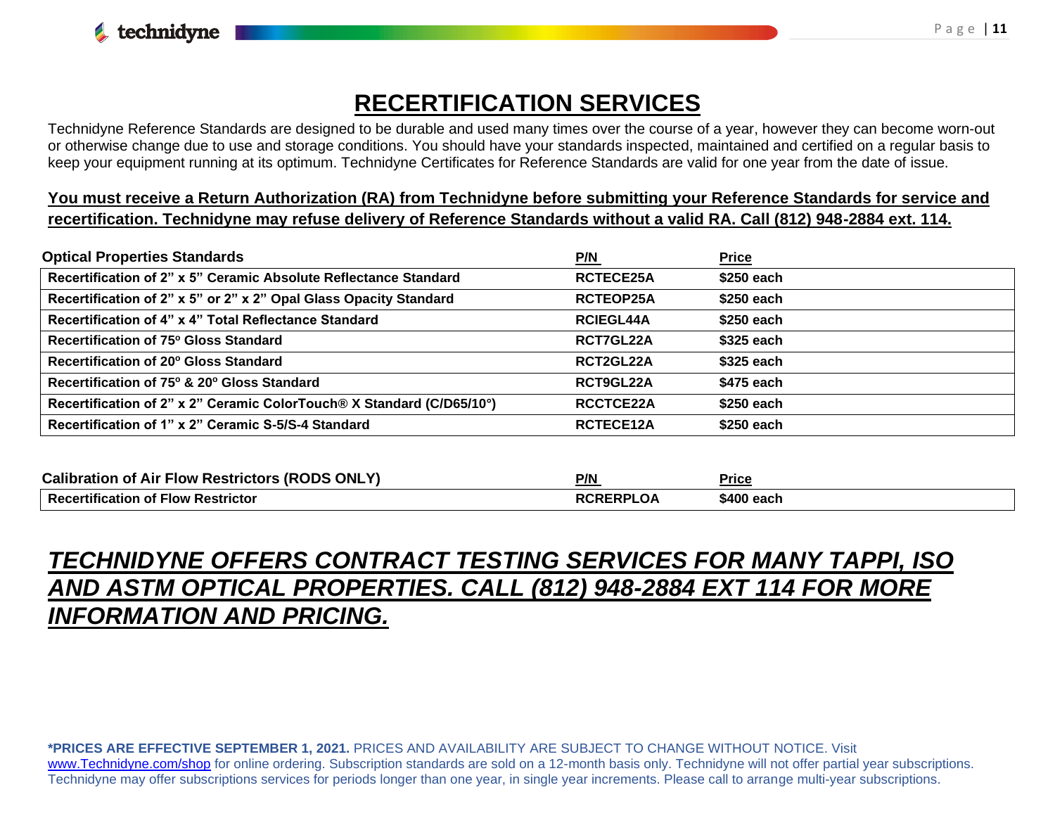# RECERTIFICATION SERVICES

Technidyne Reference Standards are designed to be durable and used many times over the course of a year, however they can become worn-out or otherwise change due to use and storage conditions. You should have your standards inspected, maintained and certified on a regular basis to keep your equipment running at its optimum. Technidyne Certificates for Reference Standards are valid for one year from the date of issue.

**You must receive a Return Authorization (RA) from Technidyne before submitting your Reference Standards for service and recertification. Technidyne may refuse delivery of Reference Standards without a valid RA. Call (812) 948-2884 ext. 114.**

| Optical Properties Standards | P/N | Price |
|---|---|---|
| Recertification of 2" x 5" Ceramic Absolute Reflectance Standard | RCTECE25A | $250 each |
| Recertification of 2" x 5" or 2" x 2" Opal Glass Opacity Standard | RCTEOP25A | $250 each |
| Recertification of 4" x 4" Total Reflectance Standard | RCIEGL44A | $250 each |
| Recertification of 75º Gloss Standard | RCT7GL22A | $325 each |
| Recertification of 20º Gloss Standard | RCT2GL22A | $325 each |
| Recertification of 75º & 20º Gloss Standard | RCT9GL22A | $475 each |
| Recertification of 2" x 2" Ceramic ColorTouch® X Standard (C/D65/10°) | RCCTCE22A | $250 each |
| Recertification of 1" x 2" Ceramic S-5/S-4 Standard | RCTECE12A | $250 each |

| Calibration of Air Flow Restrictors (RODS ONLY) | P/N | Price |
|---|---|---|
| Recertification of Flow Restrictor | RCRERPLOA | $400 each |

***TECHNIDYNE OFFERS CONTRACT TESTING SERVICES FOR MANY TAPPI, ISO AND ASTM OPTICAL PROPERTIES. CALL (812) 948-2884 EXT 114 FOR MORE INFORMATION AND PRICING.***

**\*PRICES ARE EFFECTIVE SEPTEMBER 1, 2021.** PRICES AND AVAILABILITY ARE SUBJECT TO CHANGE WITHOUT NOTICE. Visit www.Technidyne.com/shop for online ordering. Subscription standards are sold on a 12-month basis only. Technidyne will not offer partial year subscriptions. Technidyne may offer subscriptions services for periods longer than one year, in single year increments. Please call to arrange multi-year subscriptions.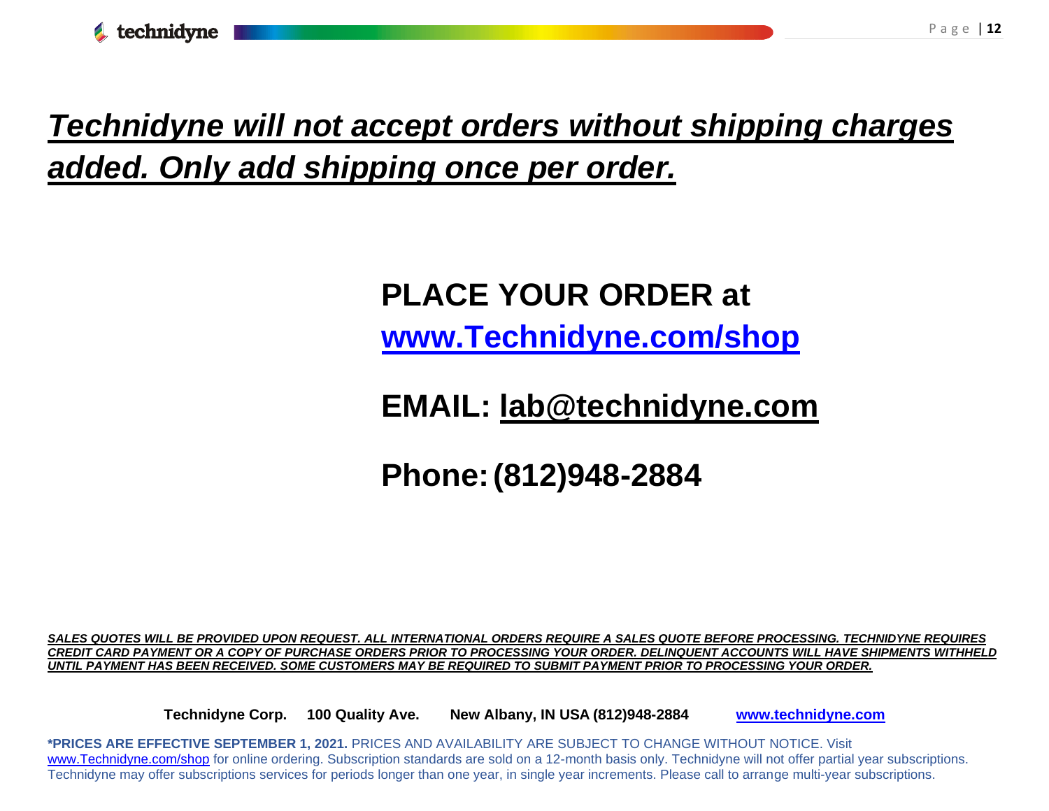***Technidyne will not accept orders without shipping charges added. Only add shipping once per order.***

**PLACE YOUR ORDER at**
**www.Technidyne.com/shop**

**EMAIL: lab@technidyne.com**

**Phone: (812)948-2884**

***SALES QUOTES WILL BE PROVIDED UPON REQUEST. ALL INTERNATIONAL ORDERS REQUIRE A SALES QUOTE BEFORE PROCESSING. TECHNIDYNE REQUIRES CREDIT CARD PAYMENT OR A COPY OF PURCHASE ORDERS PRIOR TO PROCESSING YOUR ORDER. DELINQUENT ACCOUNTS WILL HAVE SHIPMENTS WITHHELD UNTIL PAYMENT HAS BEEN RECEIVED. SOME CUSTOMERS MAY BE REQUIRED TO SUBMIT PAYMENT PRIOR TO PROCESSING YOUR ORDER.***

**Technidyne Corp. 100 Quality Ave. New Albany, IN USA (812)948-2884 www.technidyne.com**

**\*PRICES ARE EFFECTIVE SEPTEMBER 1, 2021.** PRICES AND AVAILABILITY ARE SUBJECT TO CHANGE WITHOUT NOTICE. Visit www.Technidyne.com/shop for online ordering. Subscription standards are sold on a 12-month basis only. Technidyne will not offer partial year subscriptions. Technidyne may offer subscriptions services for periods longer than one year, in single year increments. Please call to arrange multi-year subscriptions.